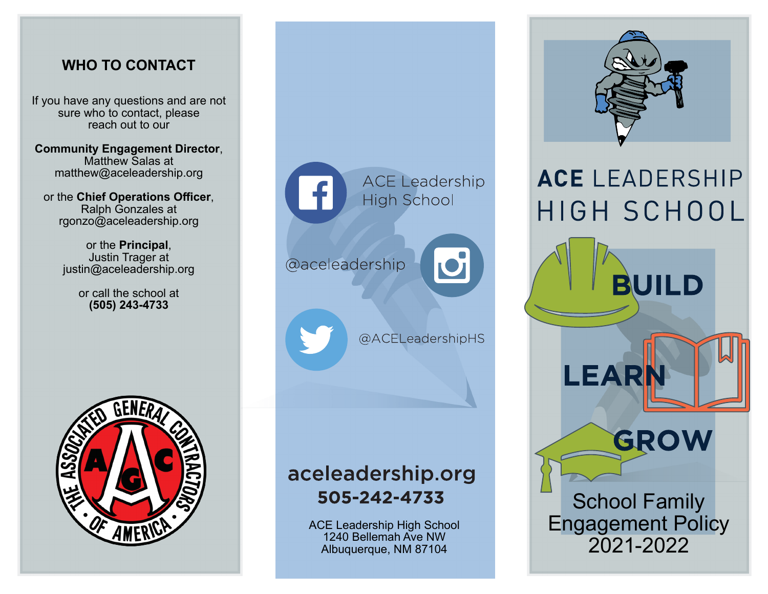## WHO TO CONTACT

If you have any questions and are not sure who to contact, please reach out to our

**Community Engagement Director**, Matthew Salas at matthew@aceleadership.org

or the **Chief Operations Officer**, Ralph Gonzales at rgonzo@aceleadership.org

or the **Principal**, Justin Trager at justin@aceleadership.org

or call the school at **(505) 243-4733**

THE ASSOCIATED GENERAL CONTRACTORS OF AMERICA

AGC

ACE Leadership High School

@aceleadership

@ACELeadershipHS

**aceleadership.org**

**505-242-4733**

ACE Leadership High School
1240 Bellemah Ave NW
Albuquerque, NM 87104

# ACE LEADERSHIP HIGH SCHOOL

**BUILD**

**LEARN**

**GROW**

School Family Engagement Policy 2021-2022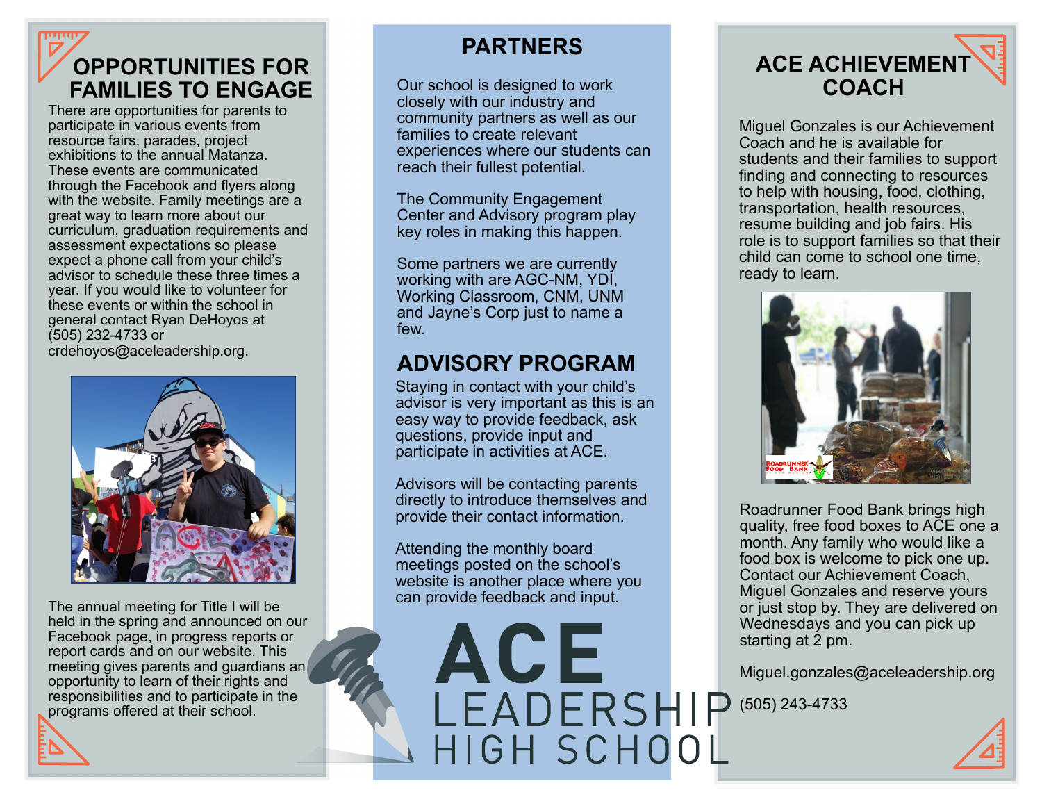## OPPORTUNITIES FOR FAMILIES TO ENGAGE

There are opportunities for parents to participate in various events from resource fairs, parades, project exhibitions to the annual Matanza. These events are communicated through the Facebook and flyers along with the website. Family meetings are a great way to learn more about our curriculum, graduation requirements and assessment expectations so please expect a phone call from your child's advisor to schedule these three times a year. If you would like to volunteer for these events or within the school in general contact Ryan DeHoyos at (505) 232-4733 or crdehoyos@aceleadership.org.

The annual meeting for Title I will be held in the spring and announced on our Facebook page, in progress reports or report cards and on our website. This meeting gives parents and guardians an opportunity to learn of their rights and responsibilities and to participate in the programs offered at their school.

## PARTNERS

Our school is designed to work closely with our industry and community partners as well as our families to create relevant experiences where our students can reach their fullest potential.

The Community Engagement Center and Advisory program play key roles in making this happen.

Some partners we are currently working with are AGC-NM, YDI, Working Classroom, CNM, UNM and Jayne's Corp just to name a few.

## ADVISORY PROGRAM

Staying in contact with your child's advisor is very important as this is an easy way to provide feedback, ask questions, provide input and participate in activities at ACE.

Advisors will be contacting parents directly to introduce themselves and provide their contact information.

Attending the monthly board meetings posted on the school's website is another place where you can provide feedback and input.

ACE LEADERSHIP HIGH SCHOOL

## ACE ACHIEVEMENT COACH

Miguel Gonzales is our Achievement Coach and he is available for students and their families to support finding and connecting to resources to help with housing, food, clothing, transportation, health resources, resume building and job fairs. His role is to support families so that their child can come to school one time, ready to learn.

Roadrunner Food Bank brings high quality, free food boxes to ACE one a month. Any family who would like a food box is welcome to pick one up. Contact our Achievement Coach, Miguel Gonzales and reserve yours or just stop by. They are delivered on Wednesdays and you can pick up starting at 2 pm.

Miguel.gonzales@aceleadership.org

(505) 243-4733